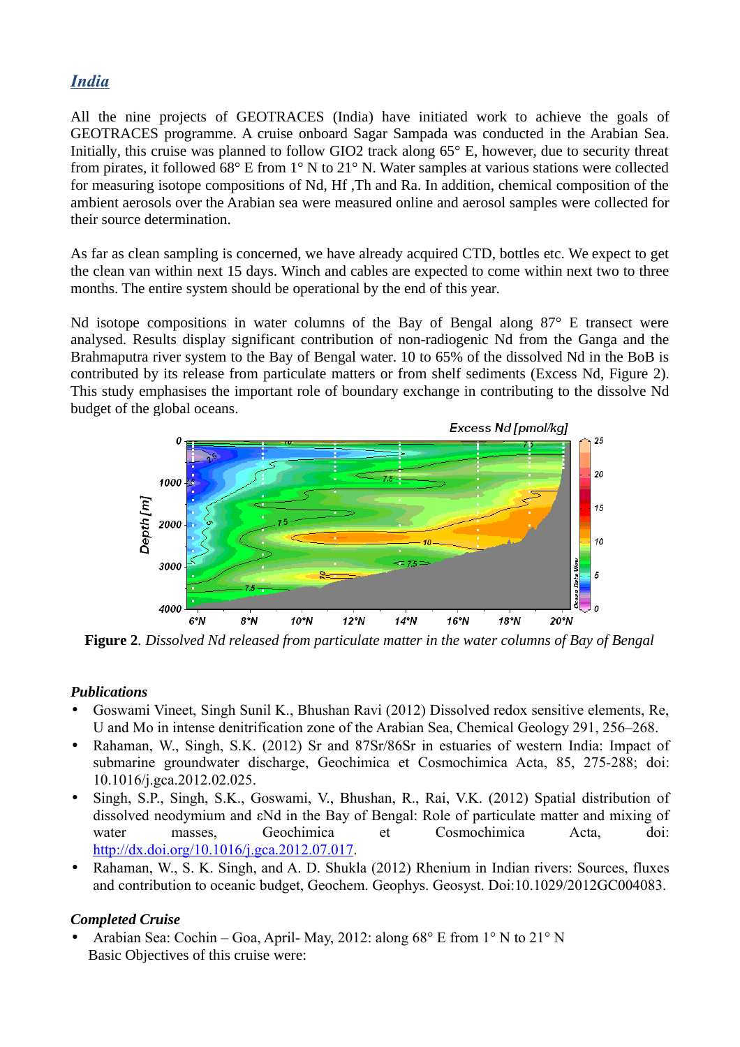## *India*

All the nine projects of GEOTRACES (India) have initiated work to achieve the goals of GEOTRACES programme. A cruise onboard Sagar Sampada was conducted in the Arabian Sea. Initially, this cruise was planned to follow GIO2 track along 65° E, however, due to security threat from pirates, it followed 68° E from 1° N to 21° N. Water samples at various stations were collected for measuring isotope compositions of Nd, Hf ,Th and Ra. In addition, chemical composition of the ambient aerosols over the Arabian sea were measured online and aerosol samples were collected for their source determination.

As far as clean sampling is concerned, we have already acquired CTD, bottles etc. We expect to get the clean van within next 15 days. Winch and cables are expected to come within next two to three months. The entire system should be operational by the end of this year.

Nd isotope compositions in water columns of the Bay of Bengal along 87° E transect were analysed. Results display significant contribution of non-radiogenic Nd from the Ganga and the Brahmaputra river system to the Bay of Bengal water. 10 to 65% of the dissolved Nd in the BoB is contributed by its release from particulate matters or from shelf sediments (Excess Nd, Figure 2). This study emphasises the important role of boundary exchange in contributing to the dissolve Nd budget of the global oceans.

**Figure 2**. *Dissolved Nd released from particulate matter in the water columns of Bay of Bengal*

### *Publications*

- Goswami Vineet, Singh Sunil K., Bhushan Ravi (2012) Dissolved redox sensitive elements, Re, U and Mo in intense denitrification zone of the Arabian Sea, Chemical Geology 291, 256–268.
- Rahaman, W., Singh, S.K. (2012) Sr and 87Sr/86Sr in estuaries of western India: Impact of submarine groundwater discharge, Geochimica et Cosmochimica Acta, 85, 275-288; doi: 10.1016/j.gca.2012.02.025.
- Singh, S.P., Singh, S.K., Goswami, V., Bhushan, R., Rai, V.K. (2012) Spatial distribution of dissolved neodymium and εNd in the Bay of Bengal: Role of particulate matter and mixing of water masses, Geochimica et Cosmochimica Acta, doi: http://dx.doi.org/10.1016/j.gca.2012.07.017.
- Rahaman, W., S. K. Singh, and A. D. Shukla (2012) Rhenium in Indian rivers: Sources, fluxes and contribution to oceanic budget, Geochem. Geophys. Geosyst. Doi:10.1029/2012GC004083.

### *Completed Cruise*

- Arabian Sea: Cochin – Goa, April- May, 2012: along 68° E from 1° N to 21° N
  Basic Objectives of this cruise were: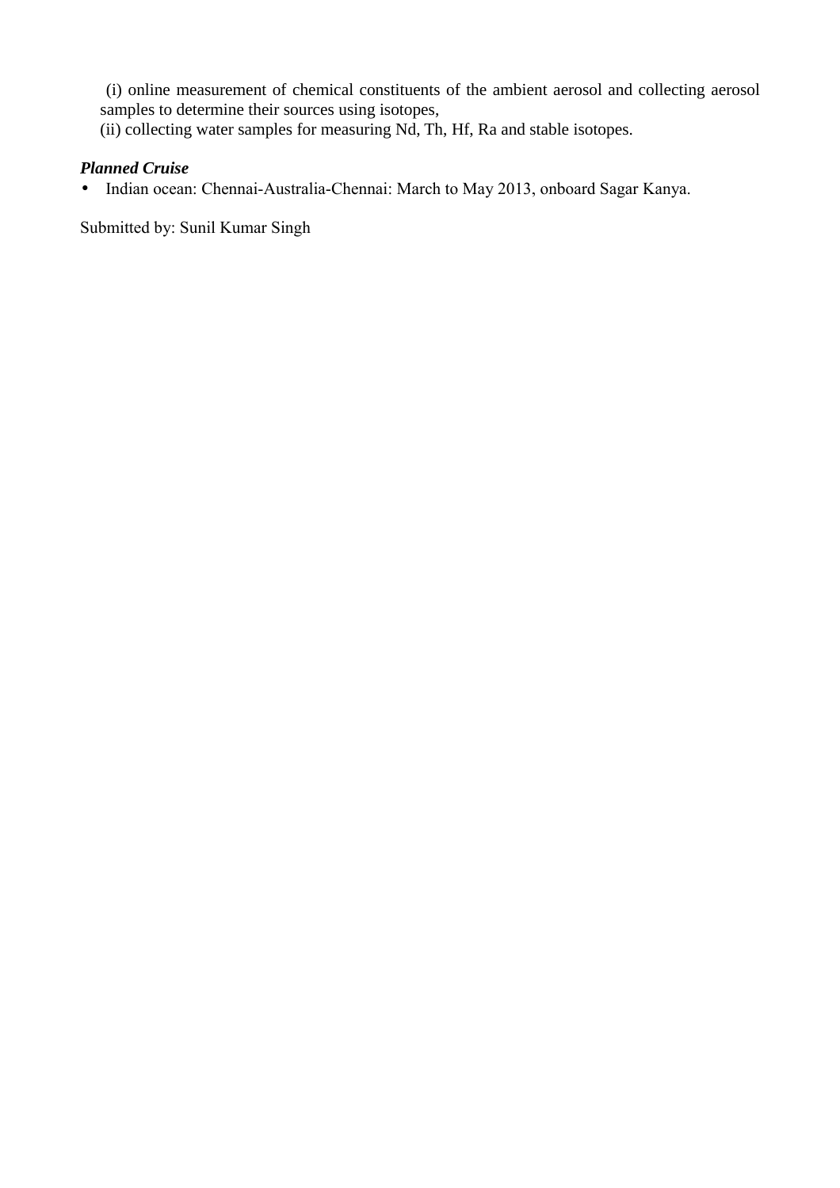(i) online measurement of chemical constituents of the ambient aerosol and collecting aerosol samples to determine their sources using isotopes,

(ii) collecting water samples for measuring Nd, Th, Hf, Ra and stable isotopes.

***Planned Cruise***

- Indian ocean: Chennai-Australia-Chennai: March to May 2013, onboard Sagar Kanya.

Submitted by: Sunil Kumar Singh